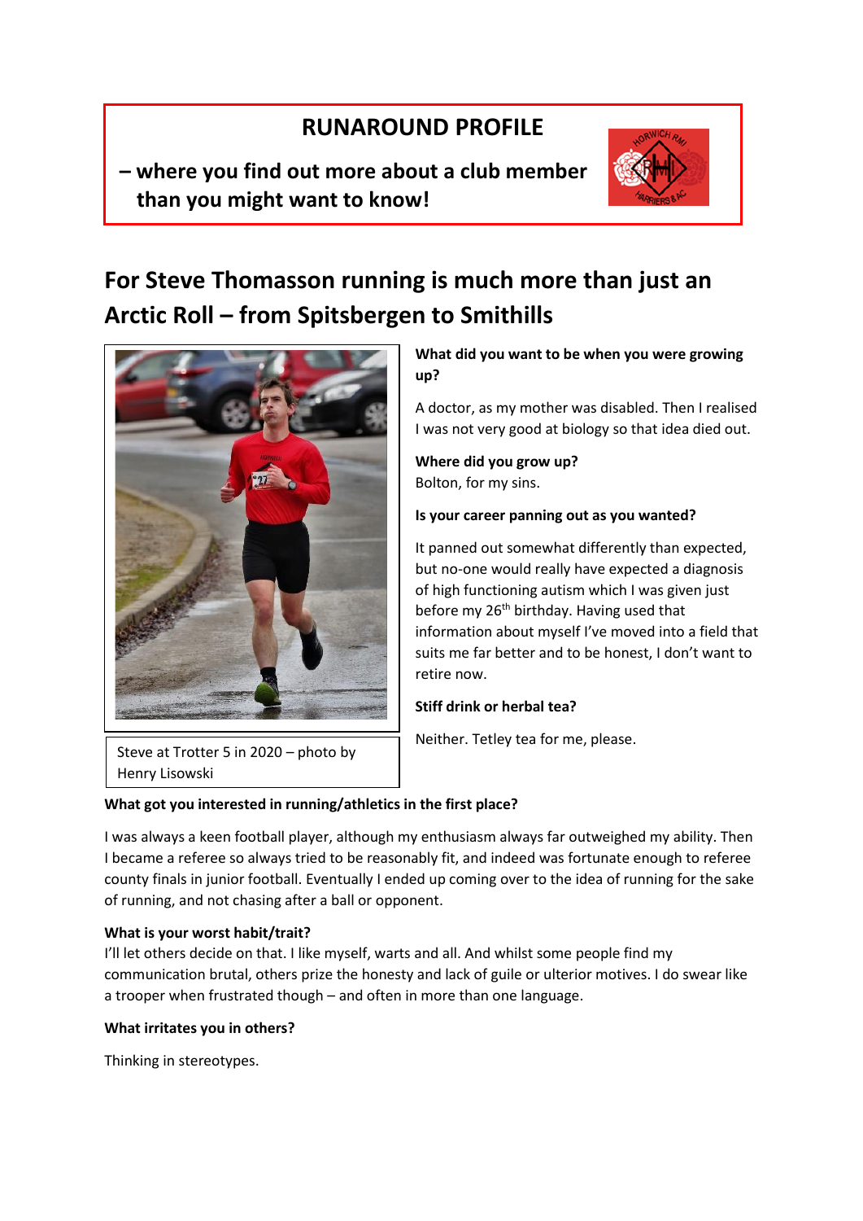# RUNAROUND PROFILE

**– where you find out more about a club member than you might want to know!**

## For Steve Thomasson running is much more than just an Arctic Roll – from Spitsbergen to Smithills

Steve at Trotter 5 in 2020 – photo by Henry Lisowski

**What did you want to be when you were growing up?**

A doctor, as my mother was disabled. Then I realised I was not very good at biology so that idea died out.

**Where did you grow up?**
Bolton, for my sins.

**Is your career panning out as you wanted?**

It panned out somewhat differently than expected, but no-one would really have expected a diagnosis of high functioning autism which I was given just before my 26th birthday. Having used that information about myself I've moved into a field that suits me far better and to be honest, I don't want to retire now.

**Stiff drink or herbal tea?**

Neither. Tetley tea for me, please.

**What got you interested in running/athletics in the first place?**

I was always a keen football player, although my enthusiasm always far outweighed my ability. Then I became a referee so always tried to be reasonably fit, and indeed was fortunate enough to referee county finals in junior football. Eventually I ended up coming over to the idea of running for the sake of running, and not chasing after a ball or opponent.

**What is your worst habit/trait?**
I'll let others decide on that. I like myself, warts and all. And whilst some people find my communication brutal, others prize the honesty and lack of guile or ulterior motives. I do swear like a trooper when frustrated though – and often in more than one language.

**What irritates you in others?**

Thinking in stereotypes.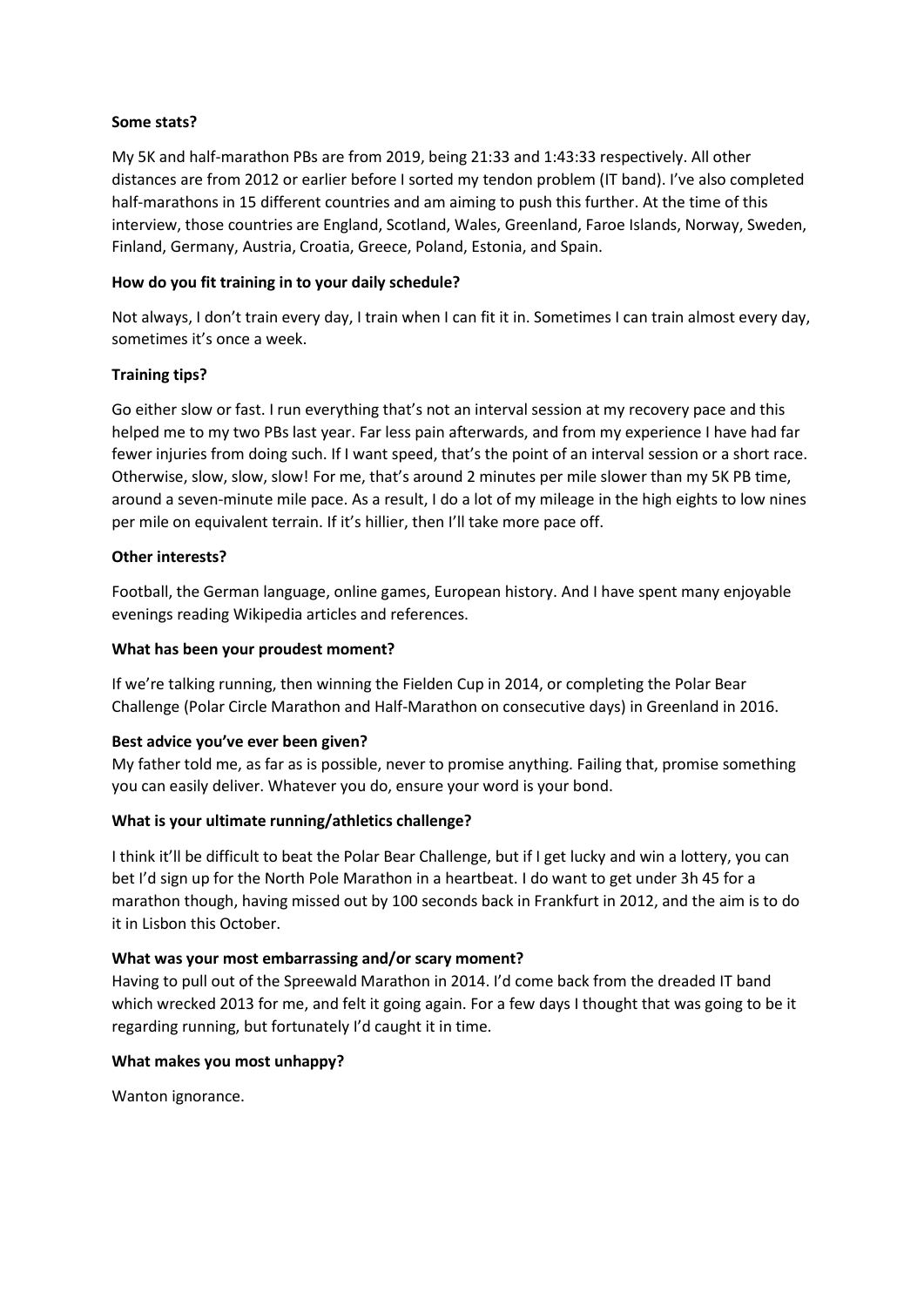**Some stats?**

My 5K and half-marathon PBs are from 2019, being 21:33 and 1:43:33 respectively. All other distances are from 2012 or earlier before I sorted my tendon problem (IT band). I've also completed half-marathons in 15 different countries and am aiming to push this further. At the time of this interview, those countries are England, Scotland, Wales, Greenland, Faroe Islands, Norway, Sweden, Finland, Germany, Austria, Croatia, Greece, Poland, Estonia, and Spain.

**How do you fit training in to your daily schedule?**

Not always, I don't train every day, I train when I can fit it in. Sometimes I can train almost every day, sometimes it's once a week.

**Training tips?**

Go either slow or fast. I run everything that's not an interval session at my recovery pace and this helped me to my two PBs last year. Far less pain afterwards, and from my experience I have had far fewer injuries from doing such. If I want speed, that's the point of an interval session or a short race. Otherwise, slow, slow, slow! For me, that's around 2 minutes per mile slower than my 5K PB time, around a seven-minute mile pace. As a result, I do a lot of my mileage in the high eights to low nines per mile on equivalent terrain. If it's hillier, then I'll take more pace off.

**Other interests?**

Football, the German language, online games, European history. And I have spent many enjoyable evenings reading Wikipedia articles and references.

**What has been your proudest moment?**

If we're talking running, then winning the Fielden Cup in 2014, or completing the Polar Bear Challenge (Polar Circle Marathon and Half-Marathon on consecutive days) in Greenland in 2016.

**Best advice you've ever been given?**

My father told me, as far as is possible, never to promise anything. Failing that, promise something you can easily deliver. Whatever you do, ensure your word is your bond.

**What is your ultimate running/athletics challenge?**

I think it'll be difficult to beat the Polar Bear Challenge, but if I get lucky and win a lottery, you can bet I'd sign up for the North Pole Marathon in a heartbeat. I do want to get under 3h 45 for a marathon though, having missed out by 100 seconds back in Frankfurt in 2012, and the aim is to do it in Lisbon this October.

**What was your most embarrassing and/or scary moment?**

Having to pull out of the Spreewald Marathon in 2014. I'd come back from the dreaded IT band which wrecked 2013 for me, and felt it going again. For a few days I thought that was going to be it regarding running, but fortunately I'd caught it in time.

**What makes you most unhappy?**

Wanton ignorance.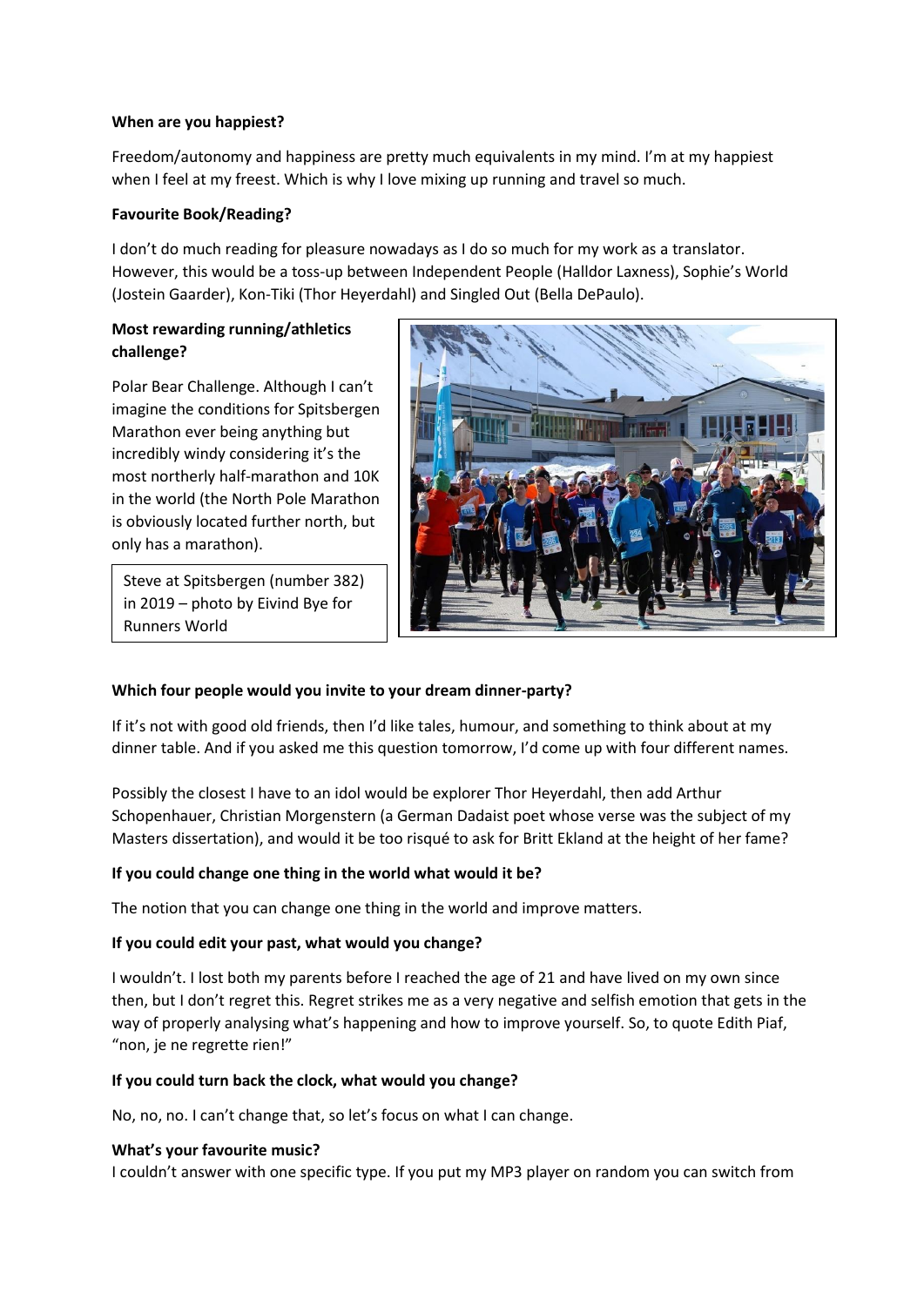**When are you happiest?**

Freedom/autonomy and happiness are pretty much equivalents in my mind. I'm at my happiest when I feel at my freest. Which is why I love mixing up running and travel so much.

**Favourite Book/Reading?**

I don't do much reading for pleasure nowadays as I do so much for my work as a translator. However, this would be a toss-up between Independent People (Halldor Laxness), Sophie's World (Jostein Gaarder), Kon-Tiki (Thor Heyerdahl) and Singled Out (Bella DePaulo).

**Most rewarding running/athletics challenge?**

Polar Bear Challenge. Although I can't imagine the conditions for Spitsbergen Marathon ever being anything but incredibly windy considering it's the most northerly half-marathon and 10K in the world (the North Pole Marathon is obviously located further north, but only has a marathon).

Steve at Spitsbergen (number 382) in 2019 – photo by Eivind Bye for Runners World

**Which four people would you invite to your dream dinner-party?**

If it's not with good old friends, then I'd like tales, humour, and something to think about at my dinner table. And if you asked me this question tomorrow, I'd come up with four different names.

Possibly the closest I have to an idol would be explorer Thor Heyerdahl, then add Arthur Schopenhauer, Christian Morgenstern (a German Dadaist poet whose verse was the subject of my Masters dissertation), and would it be too risqué to ask for Britt Ekland at the height of her fame?

**If you could change one thing in the world what would it be?**

The notion that you can change one thing in the world and improve matters.

**If you could edit your past, what would you change?**

I wouldn't. I lost both my parents before I reached the age of 21 and have lived on my own since then, but I don't regret this. Regret strikes me as a very negative and selfish emotion that gets in the way of properly analysing what's happening and how to improve yourself. So, to quote Edith Piaf, "non, je ne regrette rien!"

**If you could turn back the clock, what would you change?**

No, no, no. I can't change that, so let's focus on what I can change.

**What's your favourite music?**

I couldn't answer with one specific type. If you put my MP3 player on random you can switch from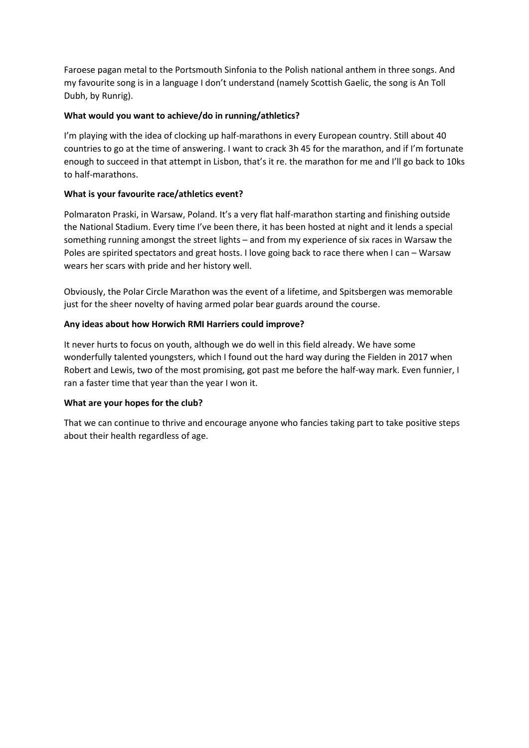Faroese pagan metal to the Portsmouth Sinfonia to the Polish national anthem in three songs. And my favourite song is in a language I don't understand (namely Scottish Gaelic, the song is An Toll Dubh, by Runrig).

**What would you want to achieve/do in running/athletics?**

I'm playing with the idea of clocking up half-marathons in every European country. Still about 40 countries to go at the time of answering. I want to crack 3h 45 for the marathon, and if I'm fortunate enough to succeed in that attempt in Lisbon, that's it re. the marathon for me and I'll go back to 10ks to half-marathons.

**What is your favourite race/athletics event?**

Polmaraton Praski, in Warsaw, Poland. It's a very flat half-marathon starting and finishing outside the National Stadium. Every time I've been there, it has been hosted at night and it lends a special something running amongst the street lights – and from my experience of six races in Warsaw the Poles are spirited spectators and great hosts. I love going back to race there when I can – Warsaw wears her scars with pride and her history well.

Obviously, the Polar Circle Marathon was the event of a lifetime, and Spitsbergen was memorable just for the sheer novelty of having armed polar bear guards around the course.

**Any ideas about how Horwich RMI Harriers could improve?**

It never hurts to focus on youth, although we do well in this field already. We have some wonderfully talented youngsters, which I found out the hard way during the Fielden in 2017 when Robert and Lewis, two of the most promising, got past me before the half-way mark. Even funnier, I ran a faster time that year than the year I won it.

**What are your hopes for the club?**

That we can continue to thrive and encourage anyone who fancies taking part to take positive steps about their health regardless of age.